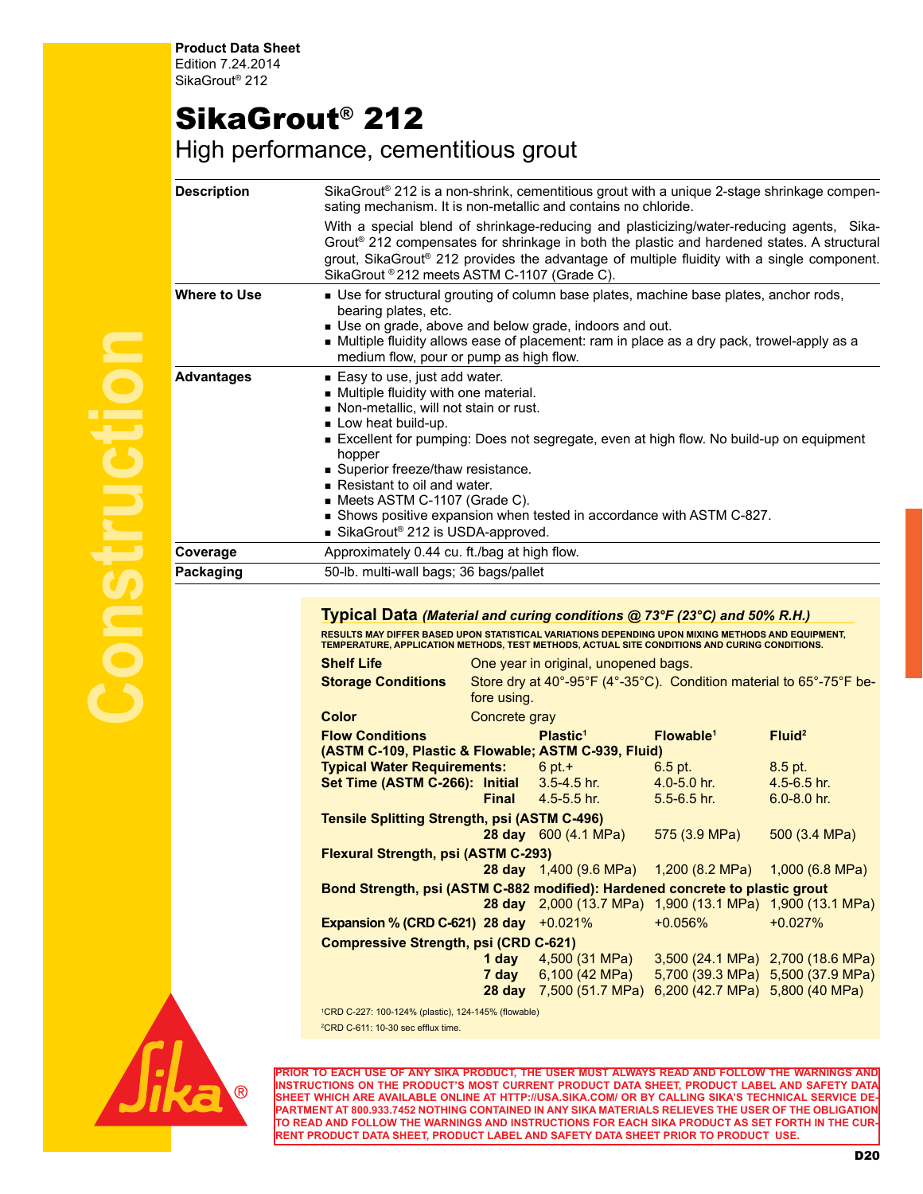**Product Data Sheet**
Edition 7.24.2014
SikaGrout® 212

# SikaGrout® 212

## High performance, cementitious grout

**Description**

SikaGrout® 212 is a non-shrink, cementitious grout with a unique 2-stage shrinkage compensating mechanism. It is non-metallic and contains no chloride.

With a special blend of shrinkage-reducing and plasticizing/water-reducing agents, SikaGrout® 212 compensates for shrinkage in both the plastic and hardened states. A structural grout, SikaGrout® 212 provides the advantage of multiple fluidity with a single component. SikaGrout ® 212 meets ASTM C-1107 (Grade C).

**Where to Use**

- Use for structural grouting of column base plates, machine base plates, anchor rods, bearing plates, etc.
- Use on grade, above and below grade, indoors and out.
- Multiple fluidity allows ease of placement: ram in place as a dry pack, trowel-apply as a medium flow, pour or pump as high flow.

**Advantages**

- Easy to use, just add water.
- Multiple fluidity with one material.
- Non-metallic, will not stain or rust.
- Low heat build-up.
- Excellent for pumping: Does not segregate, even at high flow. No build-up on equipment hopper
- Superior freeze/thaw resistance.
- Resistant to oil and water.
- Meets ASTM C-1107 (Grade C).
- Shows positive expansion when tested in accordance with ASTM C-827.
- SikaGrout® 212 is USDA-approved.

**Coverage**

Approximately 0.44 cu. ft./bag at high flow.

**Packaging**

50-lb. multi-wall bags; 36 bags/pallet

## Typical Data *(Material and curing conditions @ 73°F (23°C) and 50% R.H.)*

RESULTS MAY DIFFER BASED UPON STATISTICAL VARIATIONS DEPENDING UPON MIXING METHODS AND EQUIPMENT, TEMPERATURE, APPLICATION METHODS, TEST METHODS, ACTUAL SITE CONDITIONS AND CURING CONDITIONS.

**Shelf Life** One year in original, unopened bags.

**Storage Conditions** Store dry at 40°-95°F (4°-35°C). Condition material to 65°-75°F before using.

**Color** Concrete gray

| Flow Conditions (ASTM C-109, Plastic & Flowable; ASTM C-939, Fluid) | | Plastic[1] | Flowable[1] | Fluid[2] |
|---|---|---|---|---|
| Typical Water Requirements: | | 6 pt.+ | 6.5 pt. | 8.5 pt. |
| Set Time (ASTM C-266): | Initial | 3.5-4.5 hr. | 4.0-5.0 hr. | 4.5-6.5 hr. |
| | Final | 4.5-5.5 hr. | 5.5-6.5 hr. | 6.0-8.0 hr. |
| Tensile Splitting Strength, psi (ASTM C-496) | 28 day | 600 (4.1 MPa) | 575 (3.9 MPa) | 500 (3.4 MPa) |
| Flexural Strength, psi (ASTM C-293) | 28 day | 1,400 (9.6 MPa) | 1,200 (8.2 MPa) | 1,000 (6.8 MPa) |
| Bond Strength, psi (ASTM C-882 modified): Hardened concrete to plastic grout | 28 day | 2,000 (13.7 MPa) | 1,900 (13.1 MPa) | 1,900 (13.1 MPa) |
| Expansion % (CRD C-621) | 28 day | +0.021% | +0.056% | +0.027% |
| Compressive Strength, psi (CRD C-621) | 1 day | 4,500 (31 MPa) | 3,500 (24.1 MPa) | 2,700 (18.6 MPa) |
| | 7 day | 6,100 (42 MPa) | 5,700 (39.3 MPa) | 5,500 (37.9 MPa) |
| | 28 day | 7,500 (51.7 MPa) | 6,200 (42.7 MPa) | 5,800 (40 MPa) |

[1]CRD C-227: 100-124% (plastic), 124-145% (flowable)

[2]CRD C-611: 10-30 sec efflux time.

PRIOR TO EACH USE OF ANY SIKA PRODUCT, THE USER MUST ALWAYS READ AND FOLLOW THE WARNINGS AND INSTRUCTIONS ON THE PRODUCT'S MOST CURRENT PRODUCT DATA SHEET, PRODUCT LABEL AND SAFETY DATA SHEET WHICH ARE AVAILABLE ONLINE AT HTTP://USA.SIKA.COM/ OR BY CALLING SIKA'S TECHNICAL SERVICE DEPARTMENT AT 800.933.7452 NOTHING CONTAINED IN ANY SIKA MATERIALS RELIEVES THE USER OF THE OBLIGATION TO READ AND FOLLOW THE WARNINGS AND INSTRUCTIONS FOR EACH SIKA PRODUCT AS SET FORTH IN THE CURRENT PRODUCT DATA SHEET, PRODUCT LABEL AND SAFETY DATA SHEET PRIOR TO PRODUCT USE.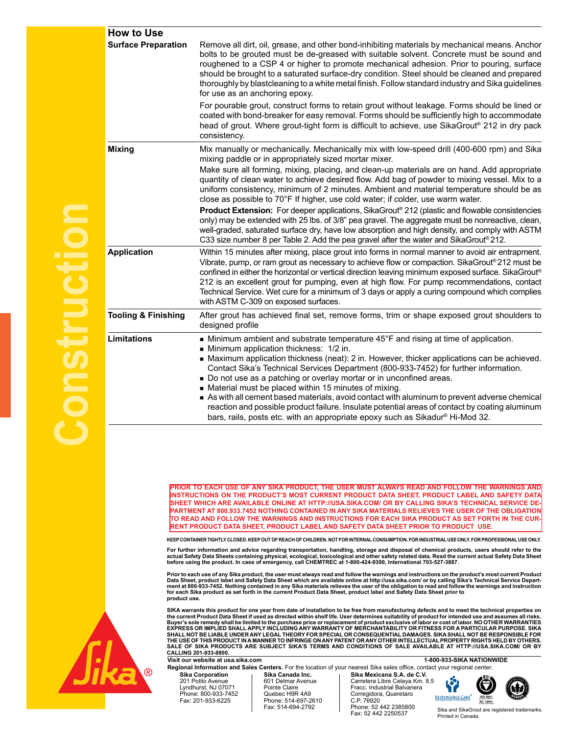## How to Use

### Surface Preparation

Remove all dirt, oil, grease, and other bond-inhibiting materials by mechanical means. Anchor bolts to be grouted must be de-greased with suitable solvent. Concrete must be sound and roughened to a CSP 4 or higher to promote mechanical adhesion. Prior to pouring, surface should be brought to a saturated surface-dry condition. Steel should be cleaned and prepared thoroughly by blastcleaning to a white metal finish. Follow standard industry and Sika guidelines for use as an anchoring epoxy.

For pourable grout, construct forms to retain grout without leakage. Forms should be lined or coated with bond-breaker for easy removal. Forms should be sufficiently high to accommodate head of grout. Where grout-tight form is difficult to achieve, use SikaGrout® 212 in dry pack consistency.

### Mixing

Mix manually or mechanically. Mechanically mix with low-speed drill (400-600 rpm) and Sika mixing paddle or in appropriately sized mortar mixer.

Make sure all forming, mixing, placing, and clean-up materials are on hand. Add appropriate quantity of clean water to achieve desired flow. Add bag of powder to mixing vessel. Mix to a uniform consistency, minimum of 2 minutes. Ambient and material temperature should be as close as possible to 70°F If higher, use cold water; if colder, use warm water.

**Product Extension:** For deeper applications, SikaGrout® 212 (plastic and flowable consistencies only) may be extended with 25 lbs. of 3/8" pea gravel. The aggregate must be nonreactive, clean, well-graded, saturated surface dry, have low absorption and high density, and comply with ASTM C33 size number 8 per Table 2. Add the pea gravel after the water and SikaGrout® 212.

### Application

Within 15 minutes after mixing, place grout into forms in normal manner to avoid air entrapment. Vibrate, pump, or ram grout as necessary to achieve flow or compaction. SikaGrout® 212 must be confined in either the horizontal or vertical direction leaving minimum exposed surface. SikaGrout® 212 is an excellent grout for pumping, even at high flow. For pump recommendations, contact Technical Service. Wet cure for a minimum of 3 days or apply a curing compound which complies with ASTM C-309 on exposed surfaces.

### Tooling & Finishing

After grout has achieved final set, remove forms, trim or shape exposed grout shoulders to designed profile

### Limitations

- Minimum ambient and substrate temperature 45°F and rising at time of application.
- Minimum application thickness: 1/2 in.
- Maximum application thickness (neat): 2 in. However, thicker applications can be achieved. Contact Sika's Technical Services Department (800-933-7452) for further information.
- Do not use as a patching or overlay mortar or in unconfined areas.
- Material must be placed within 15 minutes of mixing.
- As with all cement based materials, avoid contact with aluminum to prevent adverse chemical reaction and possible product failure. Insulate potential areas of contact by coating aluminum bars, rails, posts etc. with an appropriate epoxy such as Sikadur® Hi-Mod 32.

**PRIOR TO EACH USE OF ANY SIKA PRODUCT, THE USER MUST ALWAYS READ AND FOLLOW THE WARNINGS AND INSTRUCTIONS ON THE PRODUCT'S MOST CURRENT PRODUCT DATA SHEET, PRODUCT LABEL AND SAFETY DATA SHEET WHICH ARE AVAILABLE ONLINE AT HTTP://USA.SIKA.COM/ OR BY CALLING SIKA'S TECHNICAL SERVICE DEPARTMENT AT 800.933.7452 NOTHING CONTAINED IN ANY SIKA MATERIALS RELIEVES THE USER OF THE OBLIGATION TO READ AND FOLLOW THE WARNINGS AND INSTRUCTIONS FOR EACH SIKA PRODUCT AS SET FORTH IN THE CURRENT PRODUCT DATA SHEET, PRODUCT LABEL AND SAFETY DATA SHEET PRIOR TO PRODUCT USE.**

**KEEP CONTAINER TIGHTLY CLOSED. KEEP OUT OF REACH OF CHILDREN. NOT FOR INTERNAL CONSUMPTION. FOR INDUSTRIAL USE ONLY. FOR PROFESSIONAL USE ONLY.**

**For further information and advice regarding transportation, handling, storage and disposal of chemical products, users should refer to the actual Safety Data Sheets containing physical, ecological, toxicological and other safety related data. Read the current actual Safety Data Sheet before using the product. In case of emergency, call CHEMTREC at 1-800-424-9300, International 703-527-3887.**

**Prior to each use of any Sika product, the user must always read and follow the warnings and instructions on the product's most current Product Data Sheet, product label and Safety Data Sheet which are available online at http://usa.sika.com/ or by calling Sika's Technical Service Department at 800-933-7452. Nothing contained in any Sika materials relieves the user of the obligation to read and follow the warnings and instruction for each Sika product as set forth in the current Product Data Sheet, product label and Safety Data Sheet prior to product use.**

**SIKA warrants this product for one year from date of installation to be free from manufacturing defects and to meet the technical properties on the current Product Data Sheet if used as directed within shelf life. User determines suitability of product for intended use and assumes all risks. Buyer's sole remedy shall be limited to the purchase price or replacement of product exclusive of labor or cost of labor. NO OTHER WARRANTIES EXPRESS OR IMPLIED SHALL APPLY INCLUDING ANY WARRANTY OF MERCHANTABILITY OR FITNESS FOR A PARTICULAR PURPOSE. SIKA SHALL NOT BE LIABLE UNDER ANY LEGAL THEORY FOR SPECIAL OR CONSEQUENTIAL DAMAGES. SIKA SHALL NOT BE RESPONSIBLE FOR THE USE OF THIS PRODUCT IN A MANNER TO INFRINGE ON ANY PATENT OR ANY OTHER INTELLECTUAL PROPERTY RIGHTS HELD BY OTHERS. SALE OF SIKA PRODUCTS ARE SUBJECT SIKA'S TERMS AND CONDITIONS OF SALE AVAILABLE AT HTTP://USA.SIKA.COM/ OR BY CALLING 201-933-8800.**

**Visit our website at usa.sika.com** — **1-800-933-SIKA NATIONWIDE**

**Regional Information and Sales Centers.** For the location of your nearest Sika sales office, contact your regional center.

**Sika Corporation**
201 Polito Avenue
Lyndhurst, NJ 07071
Phone: 800-933-7452
Fax: 201-933-6225

**Sika Canada Inc.**
601 Delmar Avenue
Pointe Claire
Quebec H9R 4A9
Phone: 514-697-2610
Fax: 514-694-2792

**Sika Mexicana S.A. de C.V.**
Carretera Libre Celaya Km. 8.5
Fracc. Industrial Balvanera
Corregidora, Queretaro
C.P. 76920
Phone: 52 442 2385800
Fax: 52 442 2250537

Sika and SikaGrout are registered trademarks. Printed in Canada.